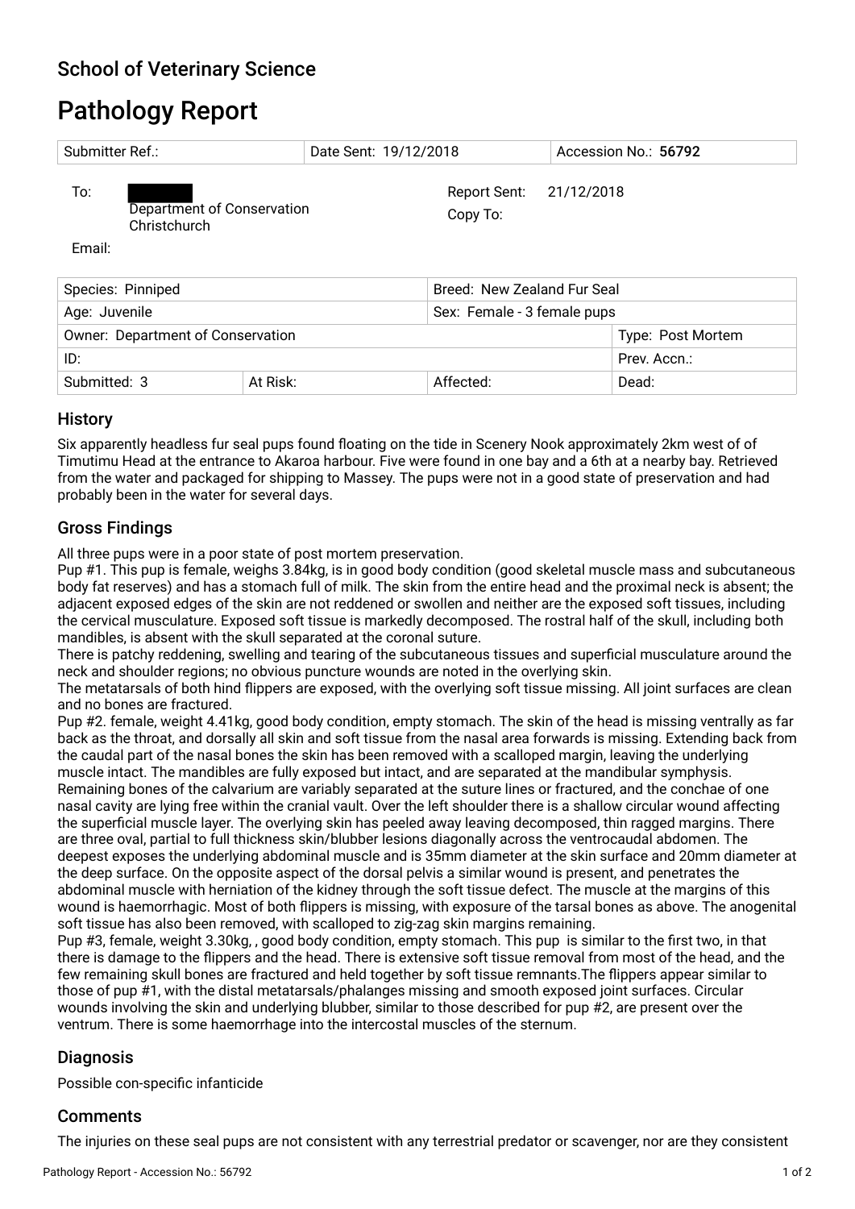## School of Veterinary Science

# Pathology Report

| Submitter Ref.: | Date Sent: 19/12/2018 | Accession No.: **56792** |
|---|---|---|

To: ██████
Department of Conservation
Christchurch

Email:

Report Sent: 21/12/2018
Copy To:

| Species: Pinniped | | Breed: New Zealand Fur Seal | |
|---|---|---|---|
| Age: Juvenile | | Sex: Female - 3 female pups | |
| Owner: Department of Conservation | | | Type: Post Mortem |
| ID: | | | Prev. Accn.: |
| Submitted: 3 | At Risk: | Affected: | Dead: |

## History

Six apparently headless fur seal pups found floating on the tide in Scenery Nook approximately 2km west of of Timutimu Head at the entrance to Akaroa harbour. Five were found in one bay and a 6th at a nearby bay. Retrieved from the water and packaged for shipping to Massey. The pups were not in a good state of preservation and had probably been in the water for several days.

## Gross Findings

All three pups were in a poor state of post mortem preservation.

Pup #1. This pup is female, weighs 3.84kg, is in good body condition (good skeletal muscle mass and subcutaneous body fat reserves) and has a stomach full of milk. The skin from the entire head and the proximal neck is absent; the adjacent exposed edges of the skin are not reddened or swollen and neither are the exposed soft tissues, including the cervical musculature. Exposed soft tissue is markedly decomposed. The rostral half of the skull, including both mandibles, is absent with the skull separated at the coronal suture.

There is patchy reddening, swelling and tearing of the subcutaneous tissues and superficial musculature around the neck and shoulder regions; no obvious puncture wounds are noted in the overlying skin.

The metatarsals of both hind flippers are exposed, with the overlying soft tissue missing. All joint surfaces are clean and no bones are fractured.

Pup #2. female, weight 4.41kg, good body condition, empty stomach. The skin of the head is missing ventrally as far back as the throat, and dorsally all skin and soft tissue from the nasal area forwards is missing. Extending back from the caudal part of the nasal bones the skin has been removed with a scalloped margin, leaving the underlying muscle intact. The mandibles are fully exposed but intact, and are separated at the mandibular symphysis. Remaining bones of the calvarium are variably separated at the suture lines or fractured, and the conchae of one nasal cavity are lying free within the cranial vault. Over the left shoulder there is a shallow circular wound affecting the superficial muscle layer. The overlying skin has peeled away leaving decomposed, thin ragged margins. There are three oval, partial to full thickness skin/blubber lesions diagonally across the ventrocaudal abdomen. The deepest exposes the underlying abdominal muscle and is 35mm diameter at the skin surface and 20mm diameter at the deep surface. On the opposite aspect of the dorsal pelvis a similar wound is present, and penetrates the abdominal muscle with herniation of the kidney through the soft tissue defect. The muscle at the margins of this wound is haemorrhagic. Most of both flippers is missing, with exposure of the tarsal bones as above. The anogenital soft tissue has also been removed, with scalloped to zig-zag skin margins remaining.

Pup #3, female, weight 3.30kg, , good body condition, empty stomach. This pup is similar to the first two, in that there is damage to the flippers and the head. There is extensive soft tissue removal from most of the head, and the few remaining skull bones are fractured and held together by soft tissue remnants.The flippers appear similar to those of pup #1, with the distal metatarsals/phalanges missing and smooth exposed joint surfaces. Circular wounds involving the skin and underlying blubber, similar to those described for pup #2, are present over the ventrum. There is some haemorrhage into the intercostal muscles of the sternum.

## Diagnosis

Possible con-specific infanticide

## Comments

The injuries on these seal pups are not consistent with any terrestrial predator or scavenger, nor are they consistent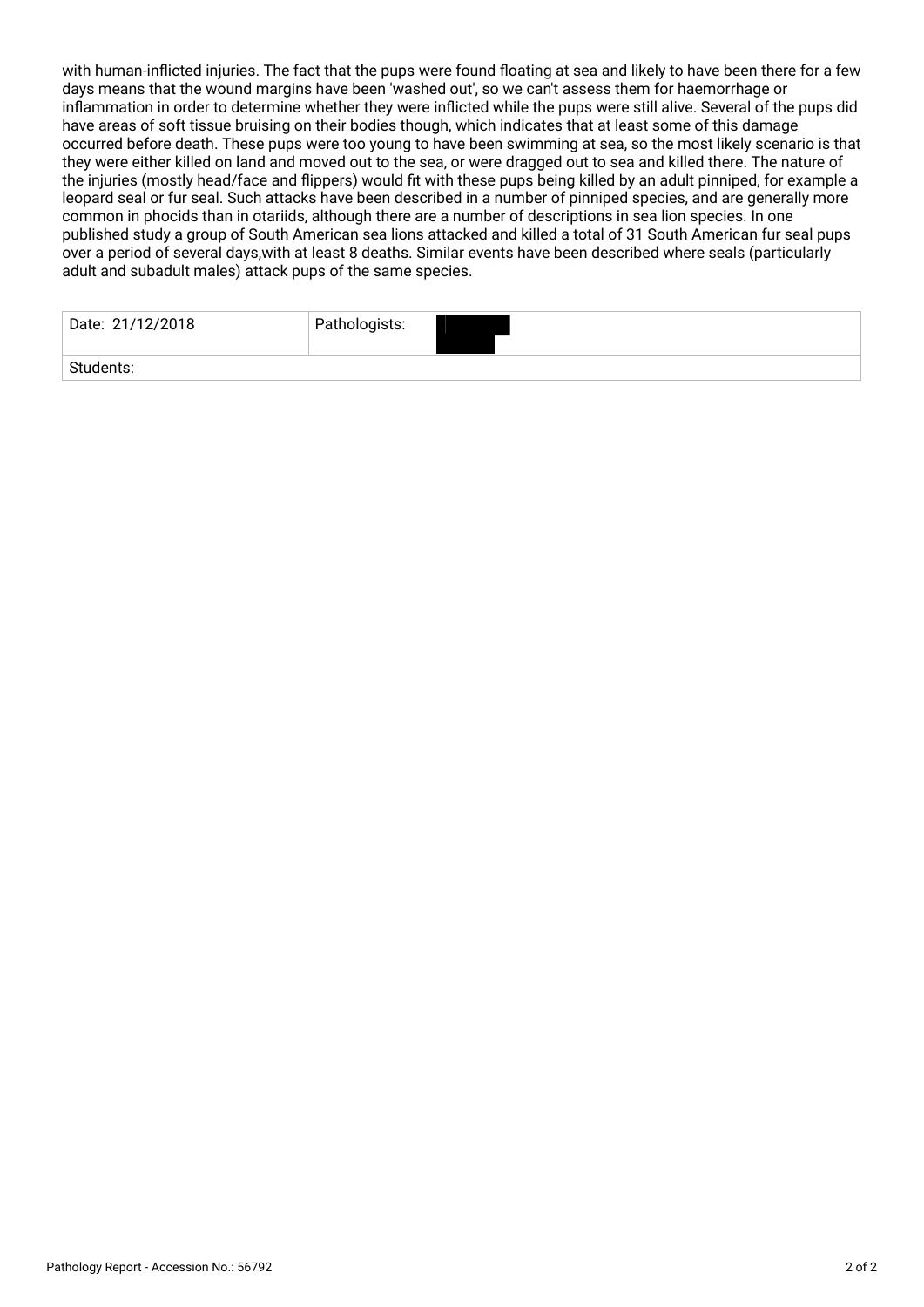with human-inflicted injuries. The fact that the pups were found floating at sea and likely to have been there for a few days means that the wound margins have been 'washed out', so we can't assess them for haemorrhage or inflammation in order to determine whether they were inflicted while the pups were still alive. Several of the pups did have areas of soft tissue bruising on their bodies though, which indicates that at least some of this damage occurred before death. These pups were too young to have been swimming at sea, so the most likely scenario is that they were either killed on land and moved out to the sea, or were dragged out to sea and killed there. The nature of the injuries (mostly head/face and flippers) would fit with these pups being killed by an adult pinniped, for example a leopard seal or fur seal. Such attacks have been described in a number of pinniped species, and are generally more common in phocids than in otariids, although there are a number of descriptions in sea lion species. In one published study a group of South American sea lions attacked and killed a total of 31 South American fur seal pups over a period of several days,with at least 8 deaths. Similar events have been described where seals (particularly adult and subadult males) attack pups of the same species.

| | |
|---|---|
| Date: 21/12/2018 | Pathologists: |
| Students: | |